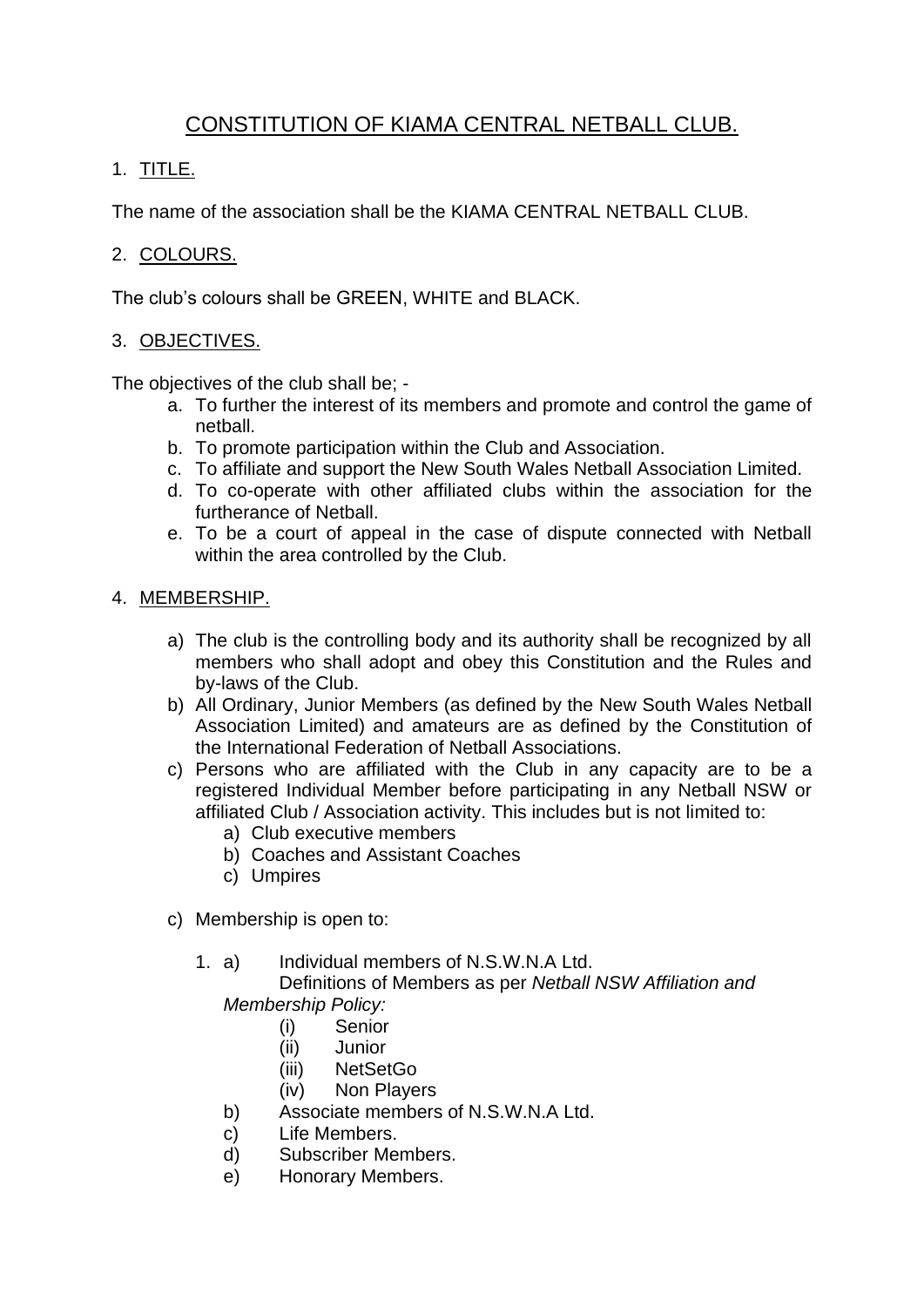# CONSTITUTION OF KIAMA CENTRAL NETBALL CLUB.

## 1. TITLE.

The name of the association shall be the KIAMA CENTRAL NETBALL CLUB.

## 2. COLOURS.

The club's colours shall be GREEN, WHITE and BLACK.

## 3. OBJECTIVES.

The objectives of the club shall be; -

a. To further the interest of its members and promote and control the game of netball.
b. To promote participation within the Club and Association.
c. To affiliate and support the New South Wales Netball Association Limited.
d. To co-operate with other affiliated clubs within the association for the furtherance of Netball.
e. To be a court of appeal in the case of dispute connected with Netball within the area controlled by the Club.

## 4. MEMBERSHIP.

a) The club is the controlling body and its authority shall be recognized by all members who shall adopt and obey this Constitution and the Rules and by-laws of the Club.

b) All Ordinary, Junior Members (as defined by the New South Wales Netball Association Limited) and amateurs are as defined by the Constitution of the International Federation of Netball Associations.

c) Persons who are affiliated with the Club in any capacity are to be a registered Individual Member before participating in any Netball NSW or affiliated Club / Association activity. This includes but is not limited to:
   a) Club executive members
   b) Coaches and Assistant Coaches
   c) Umpires

c) Membership is open to:

   1. a) Individual members of N.S.W.N.A Ltd.
      Definitions of Members as per *Netball NSW Affiliation and Membership Policy:*
      (i) Senior
      (ii) Junior
      (iii) NetSetGo
      (iv) Non Players

   b) Associate members of N.S.W.N.A Ltd.
   c) Life Members.
   d) Subscriber Members.
   e) Honorary Members.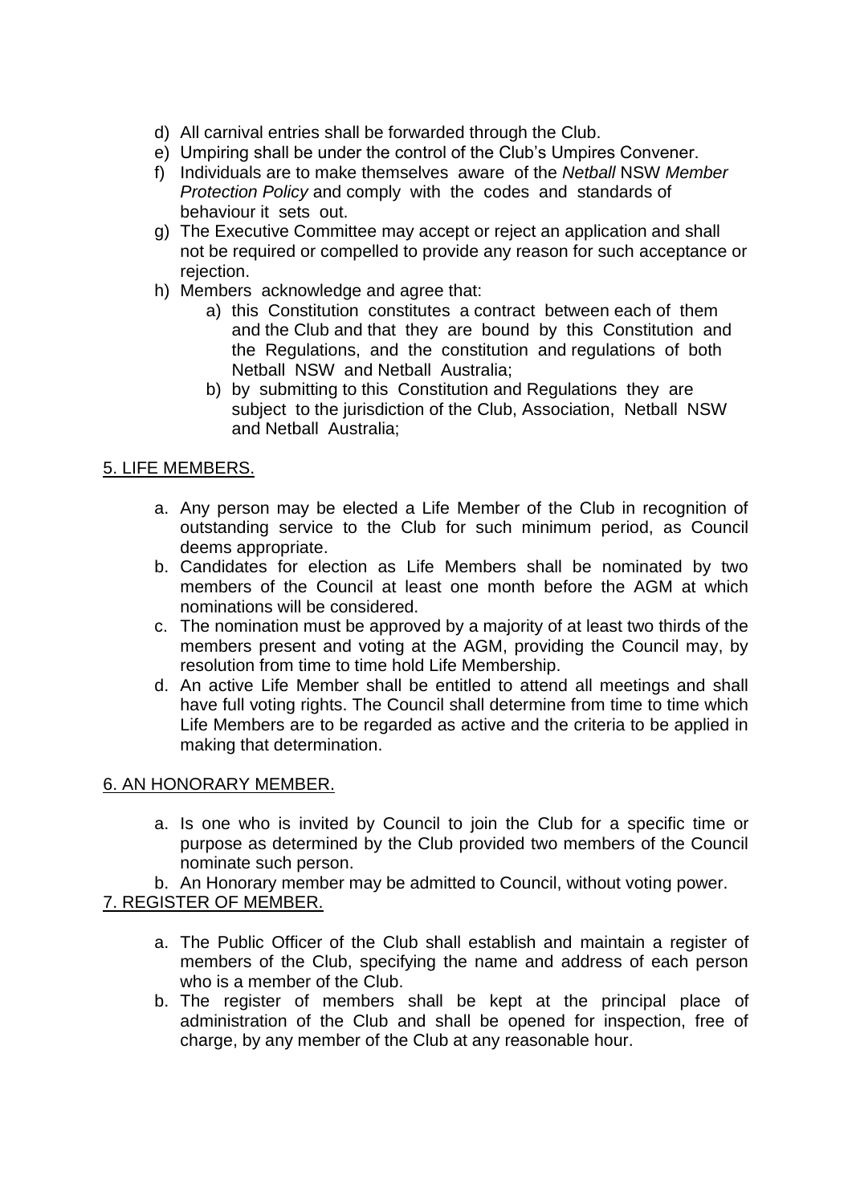d) All carnival entries shall be forwarded through the Club.
e) Umpiring shall be under the control of the Club's Umpires Convener.
f) Individuals are to make themselves aware of the *Netball* NSW *Member Protection Policy* and comply with the codes and standards of behaviour it sets out.
g) The Executive Committee may accept or reject an application and shall not be required or compelled to provide any reason for such acceptance or rejection.
h) Members acknowledge and agree that:
    a) this Constitution constitutes a contract between each of them and the Club and that they are bound by this Constitution and the Regulations, and the constitution and regulations of both Netball NSW and Netball Australia;
    b) by submitting to this Constitution and Regulations they are subject to the jurisdiction of the Club, Association, Netball NSW and Netball Australia;

## 5. LIFE MEMBERS.

a. Any person may be elected a Life Member of the Club in recognition of outstanding service to the Club for such minimum period, as Council deems appropriate.
b. Candidates for election as Life Members shall be nominated by two members of the Council at least one month before the AGM at which nominations will be considered.
c. The nomination must be approved by a majority of at least two thirds of the members present and voting at the AGM, providing the Council may, by resolution from time to time hold Life Membership.
d. An active Life Member shall be entitled to attend all meetings and shall have full voting rights. The Council shall determine from time to time which Life Members are to be regarded as active and the criteria to be applied in making that determination.

## 6. AN HONORARY MEMBER.

a. Is one who is invited by Council to join the Club for a specific time or purpose as determined by the Club provided two members of the Council nominate such person.
b. An Honorary member may be admitted to Council, without voting power.

## 7. REGISTER OF MEMBER.

a. The Public Officer of the Club shall establish and maintain a register of members of the Club, specifying the name and address of each person who is a member of the Club.
b. The register of members shall be kept at the principal place of administration of the Club and shall be opened for inspection, free of charge, by any member of the Club at any reasonable hour.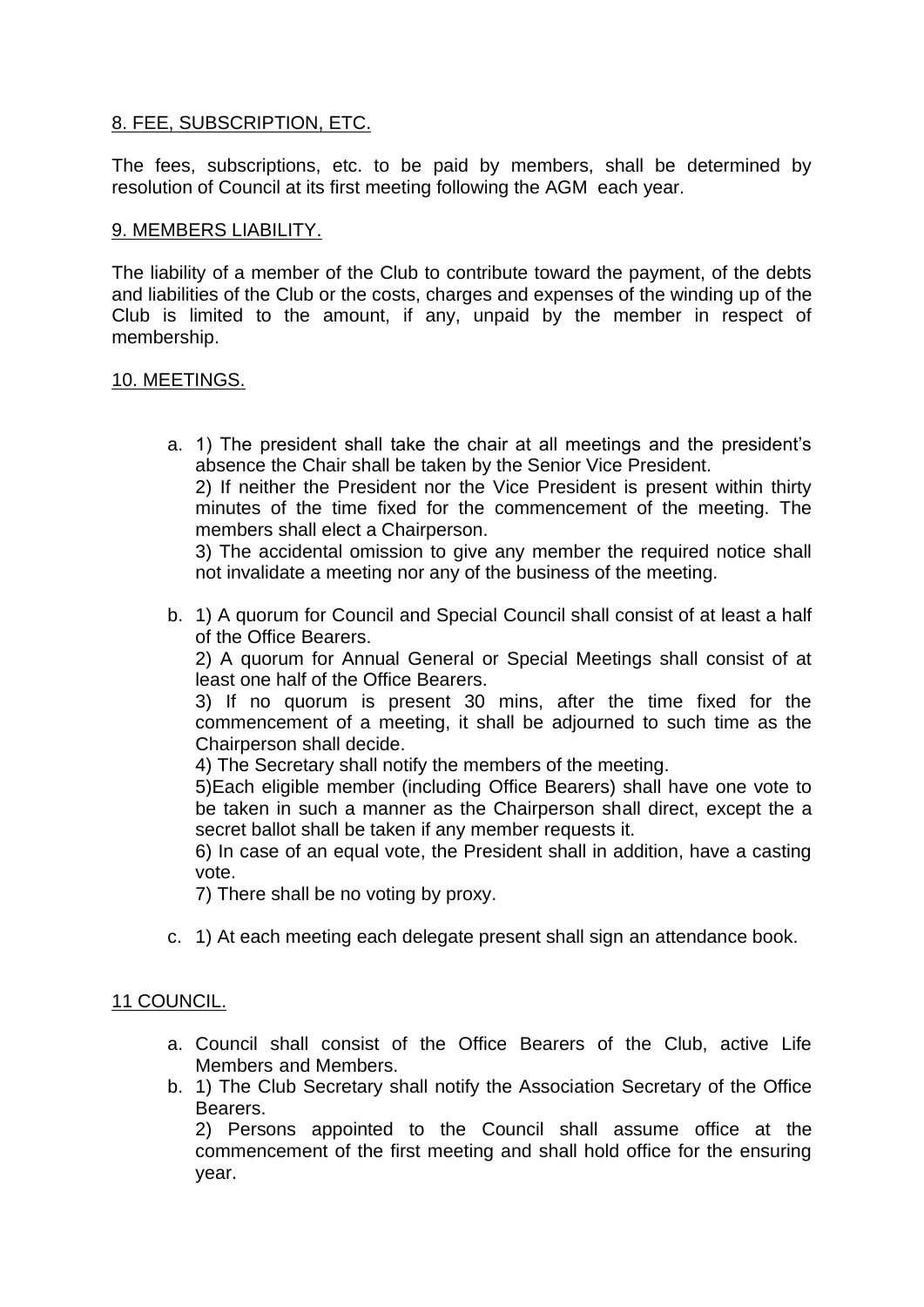## 8. FEE, SUBSCRIPTION, ETC.

The fees, subscriptions, etc. to be paid by members, shall be determined by resolution of Council at its first meeting following the AGM each year.

## 9. MEMBERS LIABILITY.

The liability of a member of the Club to contribute toward the payment, of the debts and liabilities of the Club or the costs, charges and expenses of the winding up of the Club is limited to the amount, if any, unpaid by the member in respect of membership.

## 10. MEETINGS.

a. 1) The president shall take the chair at all meetings and the president's absence the Chair shall be taken by the Senior Vice President.
   2) If neither the President nor the Vice President is present within thirty minutes of the time fixed for the commencement of the meeting. The members shall elect a Chairperson.
   3) The accidental omission to give any member the required notice shall not invalidate a meeting nor any of the business of the meeting.

b. 1) A quorum for Council and Special Council shall consist of at least a half of the Office Bearers.
   2) A quorum for Annual General or Special Meetings shall consist of at least one half of the Office Bearers.
   3) If no quorum is present 30 mins, after the time fixed for the commencement of a meeting, it shall be adjourned to such time as the Chairperson shall decide.
   4) The Secretary shall notify the members of the meeting.
   5)Each eligible member (including Office Bearers) shall have one vote to be taken in such a manner as the Chairperson shall direct, except the a secret ballot shall be taken if any member requests it.
   6) In case of an equal vote, the President shall in addition, have a casting vote.
   7) There shall be no voting by proxy.

c. 1) At each meeting each delegate present shall sign an attendance book.

## 11 COUNCIL.

a. Council shall consist of the Office Bearers of the Club, active Life Members and Members.
b. 1) The Club Secretary shall notify the Association Secretary of the Office Bearers.
   2) Persons appointed to the Council shall assume office at the commencement of the first meeting and shall hold office for the ensuring year.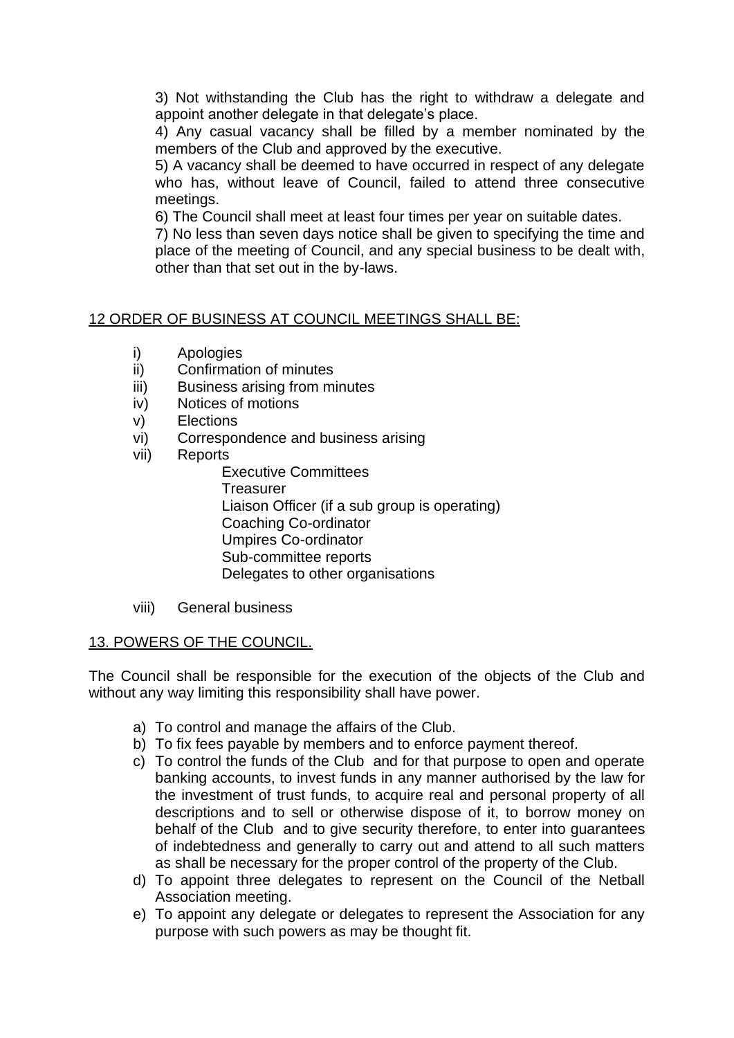3) Not withstanding the Club has the right to withdraw a delegate and appoint another delegate in that delegate's place.

4) Any casual vacancy shall be filled by a member nominated by the members of the Club and approved by the executive.

5) A vacancy shall be deemed to have occurred in respect of any delegate who has, without leave of Council, failed to attend three consecutive meetings.

6) The Council shall meet at least four times per year on suitable dates.

7) No less than seven days notice shall be given to specifying the time and place of the meeting of Council, and any special business to be dealt with, other than that set out in the by-laws.

## 12 ORDER OF BUSINESS AT COUNCIL MEETINGS SHALL BE:

- i) Apologies
- ii) Confirmation of minutes
- iii) Business arising from minutes
- iv) Notices of motions
- v) Elections
- vi) Correspondence and business arising
- vii) Reports
  - Executive Committees
  - Treasurer
  - Liaison Officer (if a sub group is operating)
  - Coaching Co-ordinator
  - Umpires Co-ordinator
  - Sub-committee reports
  - Delegates to other organisations
- viii) General business

## 13. POWERS OF THE COUNCIL.

The Council shall be responsible for the execution of the objects of the Club and without any way limiting this responsibility shall have power.

- a) To control and manage the affairs of the Club.
- b) To fix fees payable by members and to enforce payment thereof.
- c) To control the funds of the Club and for that purpose to open and operate banking accounts, to invest funds in any manner authorised by the law for the investment of trust funds, to acquire real and personal property of all descriptions and to sell or otherwise dispose of it, to borrow money on behalf of the Club and to give security therefore, to enter into guarantees of indebtedness and generally to carry out and attend to all such matters as shall be necessary for the proper control of the property of the Club.
- d) To appoint three delegates to represent on the Council of the Netball Association meeting.
- e) To appoint any delegate or delegates to represent the Association for any purpose with such powers as may be thought fit.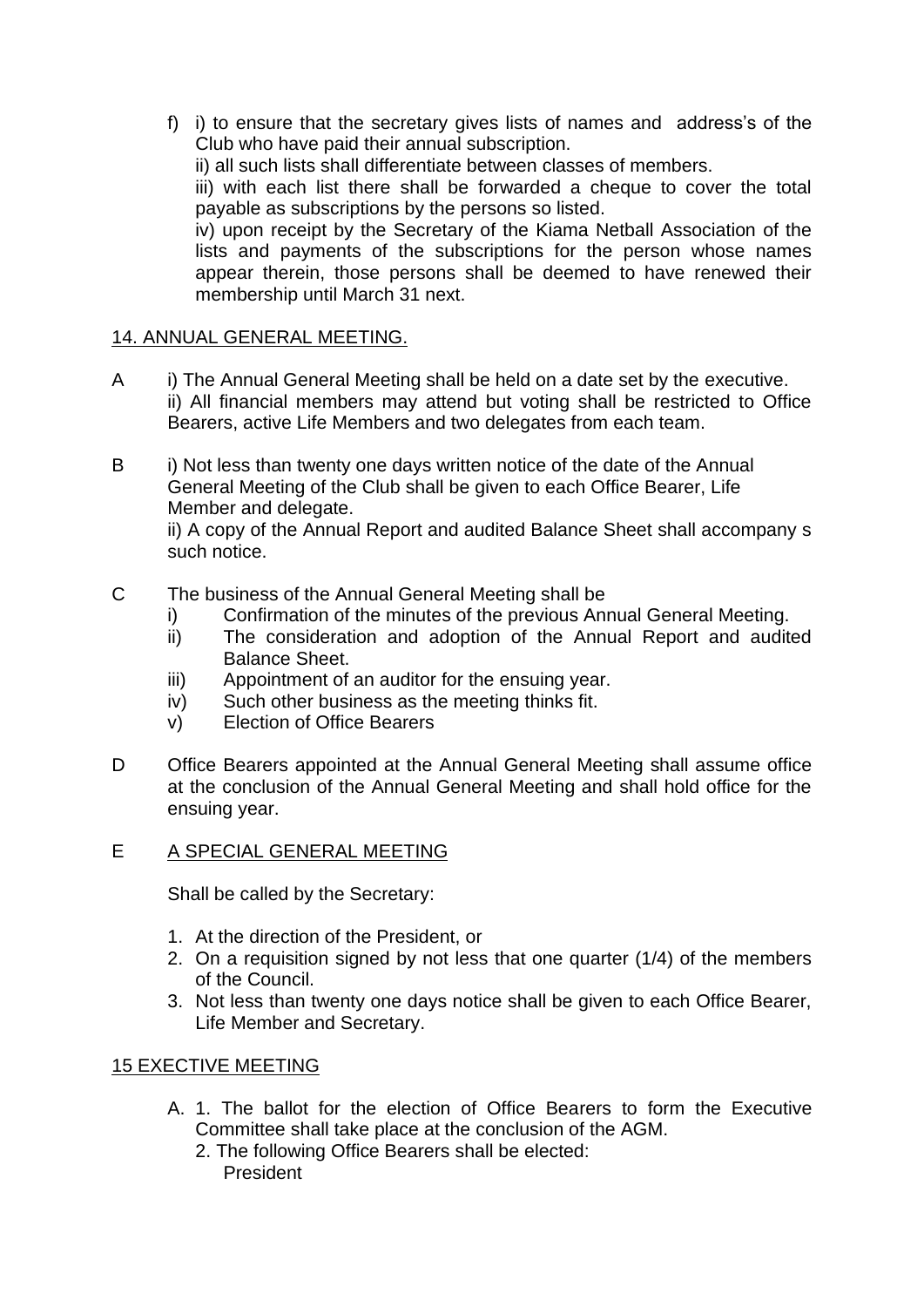f) i) to ensure that the secretary gives lists of names and address's of the Club who have paid their annual subscription.
   ii) all such lists shall differentiate between classes of members.
   iii) with each list there shall be forwarded a cheque to cover the total payable as subscriptions by the persons so listed.
   iv) upon receipt by the Secretary of the Kiama Netball Association of the lists and payments of the subscriptions for the person whose names appear therein, those persons shall be deemed to have renewed their membership until March 31 next.

<u>14. ANNUAL GENERAL MEETING.</u>

A  i) The Annual General Meeting shall be held on a date set by the executive.
   ii) All financial members may attend but voting shall be restricted to Office Bearers, active Life Members and two delegates from each team.

B  i) Not less than twenty one days written notice of the date of the Annual General Meeting of the Club shall be given to each Office Bearer, Life Member and delegate.
   ii) A copy of the Annual Report and audited Balance Sheet shall accompany s such notice.

C  The business of the Annual General Meeting shall be
   i) Confirmation of the minutes of the previous Annual General Meeting.
   ii) The consideration and adoption of the Annual Report and audited Balance Sheet.
   iii) Appointment of an auditor for the ensuing year.
   iv) Such other business as the meeting thinks fit.
   v) Election of Office Bearers

D  Office Bearers appointed at the Annual General Meeting shall assume office at the conclusion of the Annual General Meeting and shall hold office for the ensuing year.

E  <u>A SPECIAL GENERAL MEETING</u>

   Shall be called by the Secretary:

   1. At the direction of the President, or
   2. On a requisition signed by not less that one quarter (1/4) of the members of the Council.
   3. Not less than twenty one days notice shall be given to each Office Bearer, Life Member and Secretary.

<u>15 EXECTIVE MEETING</u>

A. 1. The ballot for the election of Office Bearers to form the Executive Committee shall take place at the conclusion of the AGM.
   2. The following Office Bearers shall be elected:
      President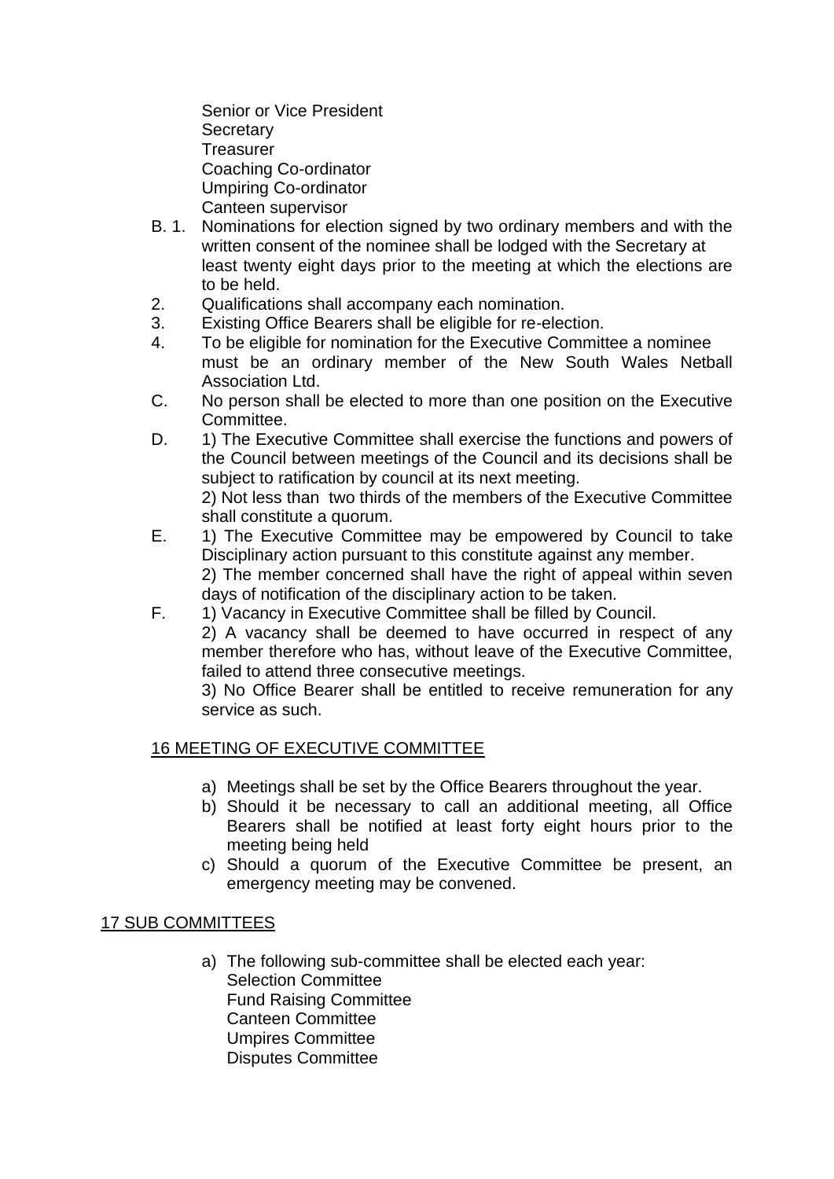Senior or Vice President
Secretary
Treasurer
Coaching Co-ordinator
Umpiring Co-ordinator
Canteen supervisor

B. 1. Nominations for election signed by two ordinary members and with the written consent of the nominee shall be lodged with the Secretary at least twenty eight days prior to the meeting at which the elections are to be held.

2. Qualifications shall accompany each nomination.

3. Existing Office Bearers shall be eligible for re-election.

4. To be eligible for nomination for the Executive Committee a nominee must be an ordinary member of the New South Wales Netball Association Ltd.

C. No person shall be elected to more than one position on the Executive Committee.

D. 1) The Executive Committee shall exercise the functions and powers of the Council between meetings of the Council and its decisions shall be subject to ratification by council at its next meeting.
2) Not less than two thirds of the members of the Executive Committee shall constitute a quorum.

E. 1) The Executive Committee may be empowered by Council to take Disciplinary action pursuant to this constitute against any member.
2) The member concerned shall have the right of appeal within seven days of notification of the disciplinary action to be taken.

F. 1) Vacancy in Executive Committee shall be filled by Council.
2) A vacancy shall be deemed to have occurred in respect of any member therefore who has, without leave of the Executive Committee, failed to attend three consecutive meetings.
3) No Office Bearer shall be entitled to receive remuneration for any service as such.

## 16 MEETING OF EXECUTIVE COMMITTEE

a) Meetings shall be set by the Office Bearers throughout the year.
b) Should it be necessary to call an additional meeting, all Office Bearers shall be notified at least forty eight hours prior to the meeting being held
c) Should a quorum of the Executive Committee be present, an emergency meeting may be convened.

## 17 SUB COMMITTEES

a) The following sub-committee shall be elected each year:
Selection Committee
Fund Raising Committee
Canteen Committee
Umpires Committee
Disputes Committee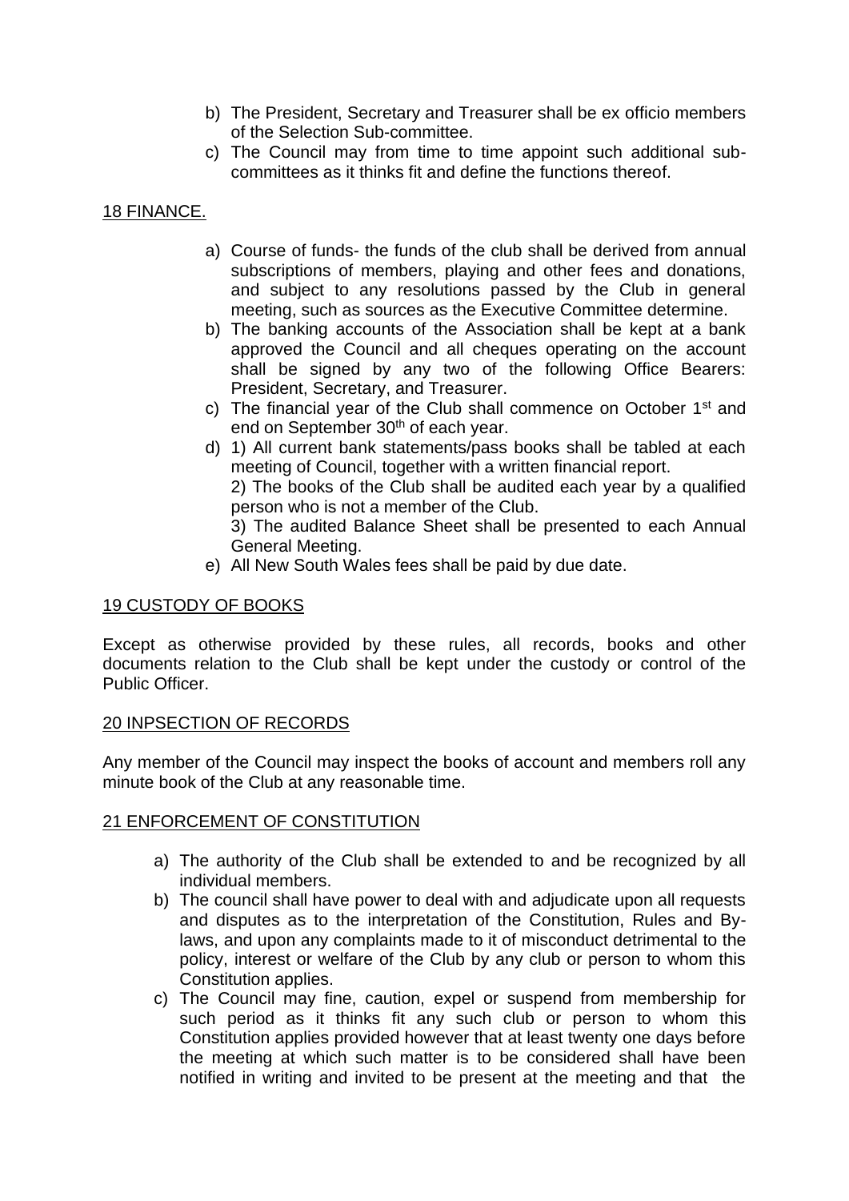b) The President, Secretary and Treasurer shall be ex officio members of the Selection Sub-committee.
c) The Council may from time to time appoint such additional sub-committees as it thinks fit and define the functions thereof.

## 18 FINANCE.

a) Course of funds- the funds of the club shall be derived from annual subscriptions of members, playing and other fees and donations, and subject to any resolutions passed by the Club in general meeting, such as sources as the Executive Committee determine.
b) The banking accounts of the Association shall be kept at a bank approved the Council and all cheques operating on the account shall be signed by any two of the following Office Bearers: President, Secretary, and Treasurer.
c) The financial year of the Club shall commence on October 1st and end on September 30th of each year.
d) 1) All current bank statements/pass books shall be tabled at each meeting of Council, together with a written financial report.
   2) The books of the Club shall be audited each year by a qualified person who is not a member of the Club.
   3) The audited Balance Sheet shall be presented to each Annual General Meeting.
e) All New South Wales fees shall be paid by due date.

## 19 CUSTODY OF BOOKS

Except as otherwise provided by these rules, all records, books and other documents relation to the Club shall be kept under the custody or control of the Public Officer.

## 20 INPSECTION OF RECORDS

Any member of the Council may inspect the books of account and members roll any minute book of the Club at any reasonable time.

## 21 ENFORCEMENT OF CONSTITUTION

a) The authority of the Club shall be extended to and be recognized by all individual members.
b) The council shall have power to deal with and adjudicate upon all requests and disputes as to the interpretation of the Constitution, Rules and By-laws, and upon any complaints made to it of misconduct detrimental to the policy, interest or welfare of the Club by any club or person to whom this Constitution applies.
c) The Council may fine, caution, expel or suspend from membership for such period as it thinks fit any such club or person to whom this Constitution applies provided however that at least twenty one days before the meeting at which such matter is to be considered shall have been notified in writing and invited to be present at the meeting and that the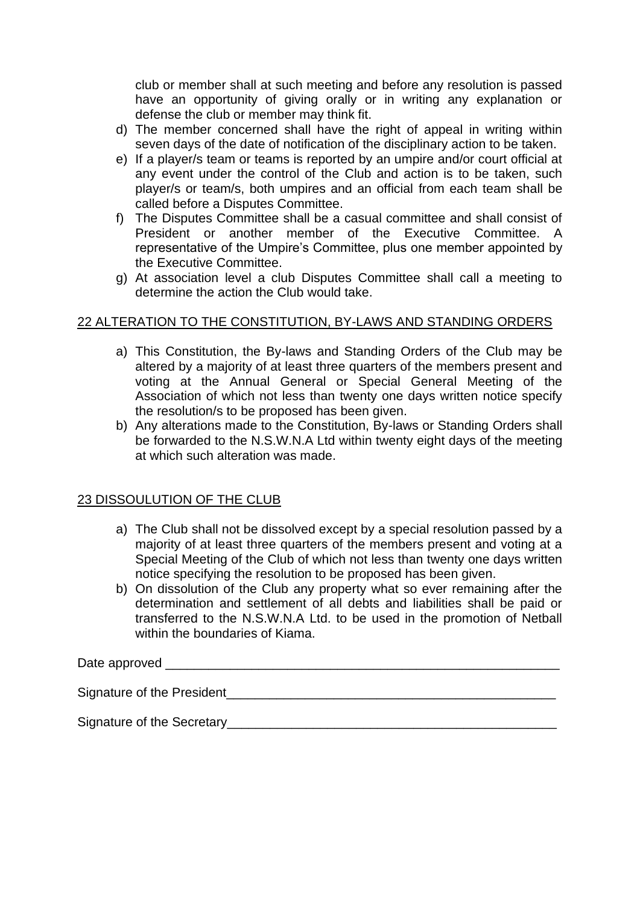club or member shall at such meeting and before any resolution is passed have an opportunity of giving orally or in writing any explanation or defense the club or member may think fit.

d) The member concerned shall have the right of appeal in writing within seven days of the date of notification of the disciplinary action to be taken.
e) If a player/s team or teams is reported by an umpire and/or court official at any event under the control of the Club and action is to be taken, such player/s or team/s, both umpires and an official from each team shall be called before a Disputes Committee.
f) The Disputes Committee shall be a casual committee and shall consist of President or another member of the Executive Committee. A representative of the Umpire's Committee, plus one member appointed by the Executive Committee.
g) At association level a club Disputes Committee shall call a meeting to determine the action the Club would take.

## 22 ALTERATION TO THE CONSTITUTION, BY-LAWS AND STANDING ORDERS

a) This Constitution, the By-laws and Standing Orders of the Club may be altered by a majority of at least three quarters of the members present and voting at the Annual General or Special General Meeting of the Association of which not less than twenty one days written notice specify the resolution/s to be proposed has been given.
b) Any alterations made to the Constitution, By-laws or Standing Orders shall be forwarded to the N.S.W.N.A Ltd within twenty eight days of the meeting at which such alteration was made.

## 23 DISSOULUTION OF THE CLUB

a) The Club shall not be dissolved except by a special resolution passed by a majority of at least three quarters of the members present and voting at a Special Meeting of the Club of which not less than twenty one days written notice specifying the resolution to be proposed has been given.
b) On dissolution of the Club any property what so ever remaining after the determination and settlement of all debts and liabilities shall be paid or transferred to the N.S.W.N.A Ltd. to be used in the promotion of Netball within the boundaries of Kiama.

Date approved \_\_\_\_\_\_\_\_\_\_\_\_\_\_\_\_\_\_\_\_\_\_\_\_\_\_\_\_\_\_\_\_\_\_\_\_\_\_\_\_\_\_\_\_\_\_\_\_

Signature of the President\_\_\_\_\_\_\_\_\_\_\_\_\_\_\_\_\_\_\_\_\_\_\_\_\_\_\_\_\_\_\_\_\_\_\_\_\_\_\_\_

Signature of the Secretary\_\_\_\_\_\_\_\_\_\_\_\_\_\_\_\_\_\_\_\_\_\_\_\_\_\_\_\_\_\_\_\_\_\_\_\_\_\_\_\_